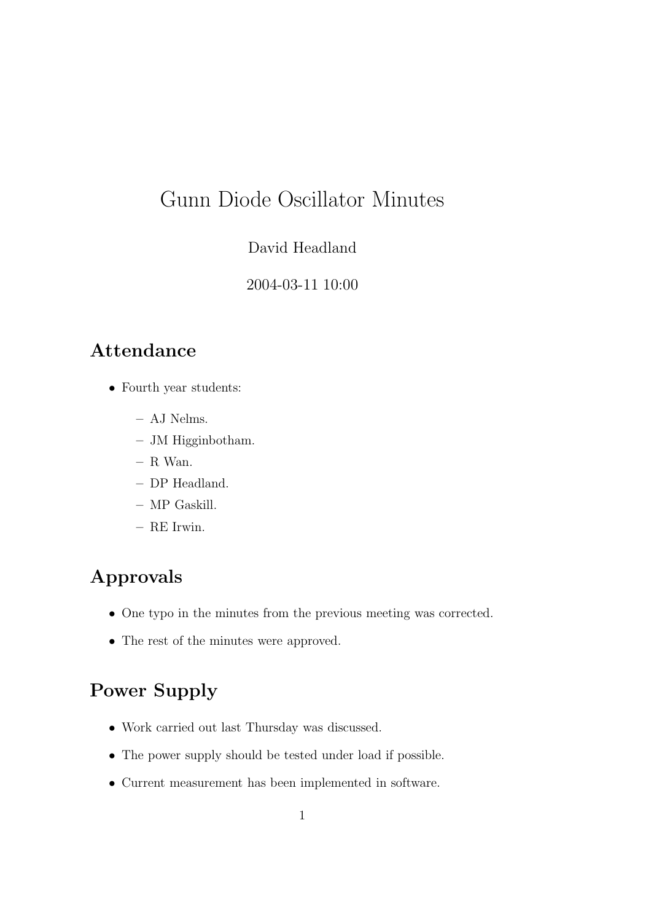# Gunn Diode Oscillator Minutes

David Headland

2004-03-11 10:00

## Attendance

- Fourth year students:
  - AJ Nelms.
  - JM Higginbotham.
  - R Wan.
  - DP Headland.
  - MP Gaskill.
  - RE Irwin.

## Approvals

- One typo in the minutes from the previous meeting was corrected.
- The rest of the minutes were approved.

## Power Supply

- Work carried out last Thursday was discussed.
- The power supply should be tested under load if possible.
- Current measurement has been implemented in software.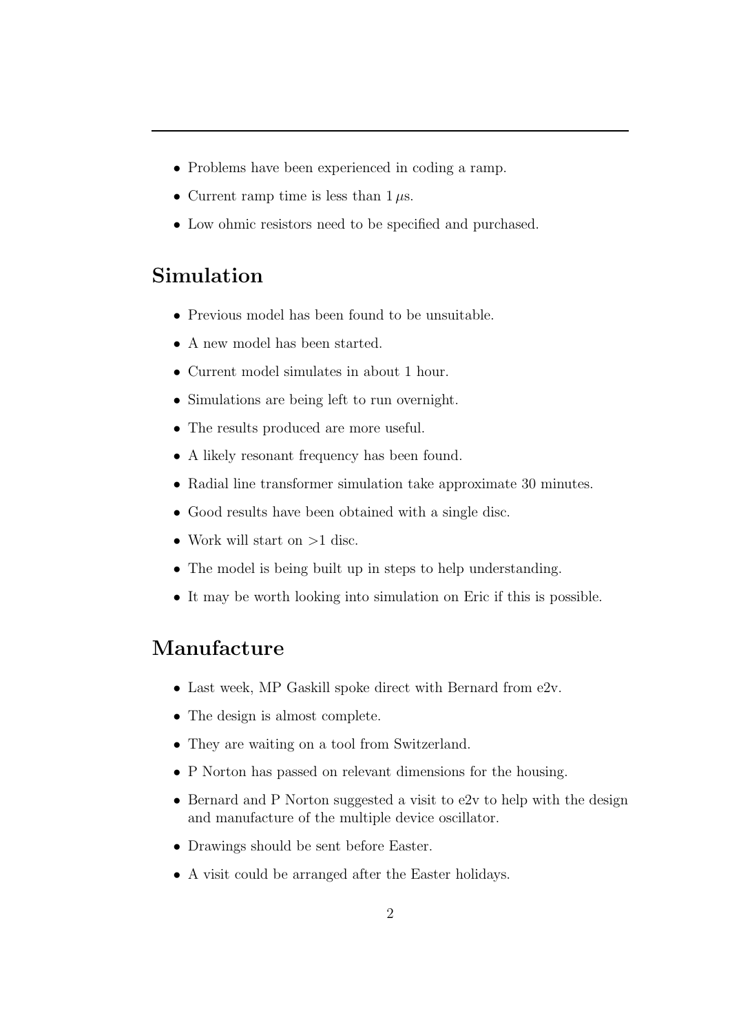- Problems have been experienced in coding a ramp.
- Current ramp time is less than $1\,\mu$s.
- Low ohmic resistors need to be specified and purchased.

## Simulation

- Previous model has been found to be unsuitable.
- A new model has been started.
- Current model simulates in about 1 hour.
- Simulations are being left to run overnight.
- The results produced are more useful.
- A likely resonant frequency has been found.
- Radial line transformer simulation take approximate 30 minutes.
- Good results have been obtained with a single disc.
- Work will start on >1 disc.
- The model is being built up in steps to help understanding.
- It may be worth looking into simulation on Eric if this is possible.

## Manufacture

- Last week, MP Gaskill spoke direct with Bernard from e2v.
- The design is almost complete.
- They are waiting on a tool from Switzerland.
- P Norton has passed on relevant dimensions for the housing.
- Bernard and P Norton suggested a visit to e2v to help with the design and manufacture of the multiple device oscillator.
- Drawings should be sent before Easter.
- A visit could be arranged after the Easter holidays.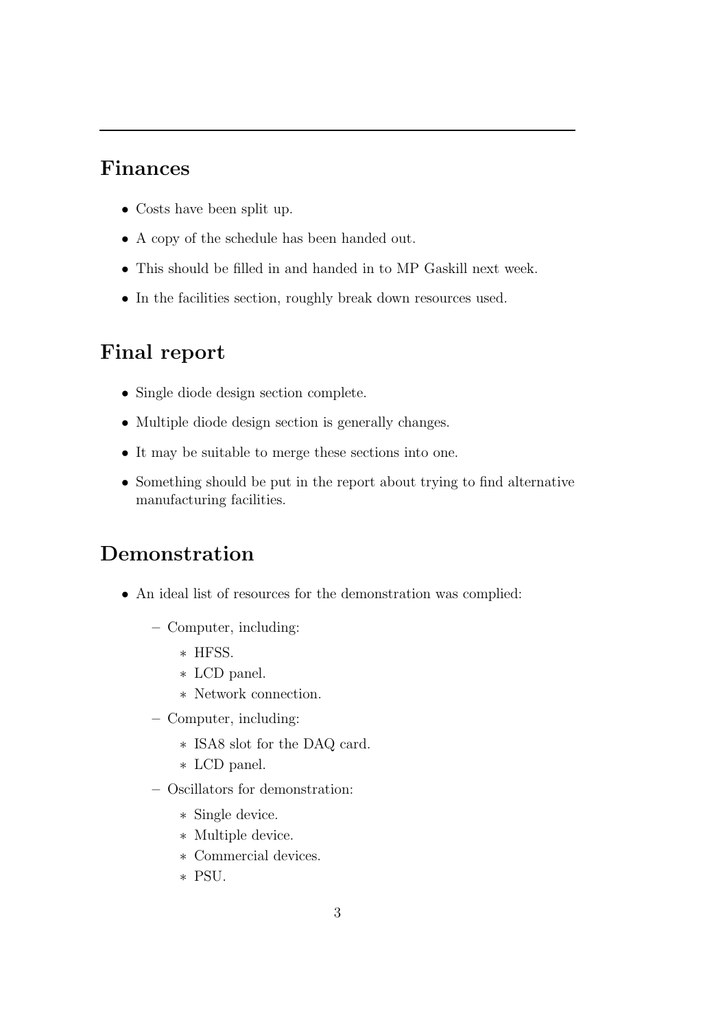## Finances

- Costs have been split up.
- A copy of the schedule has been handed out.
- This should be filled in and handed in to MP Gaskill next week.
- In the facilities section, roughly break down resources used.

## Final report

- Single diode design section complete.
- Multiple diode design section is generally changes.
- It may be suitable to merge these sections into one.
- Something should be put in the report about trying to find alternative manufacturing facilities.

## Demonstration

- An ideal list of resources for the demonstration was complied:
  - Computer, including:
    - HFSS.
    - LCD panel.
    - Network connection.
  - Computer, including:
    - ISA8 slot for the DAQ card.
    - LCD panel.
  - Oscillators for demonstration:
    - Single device.
    - Multiple device.
    - Commercial devices.
    - PSU.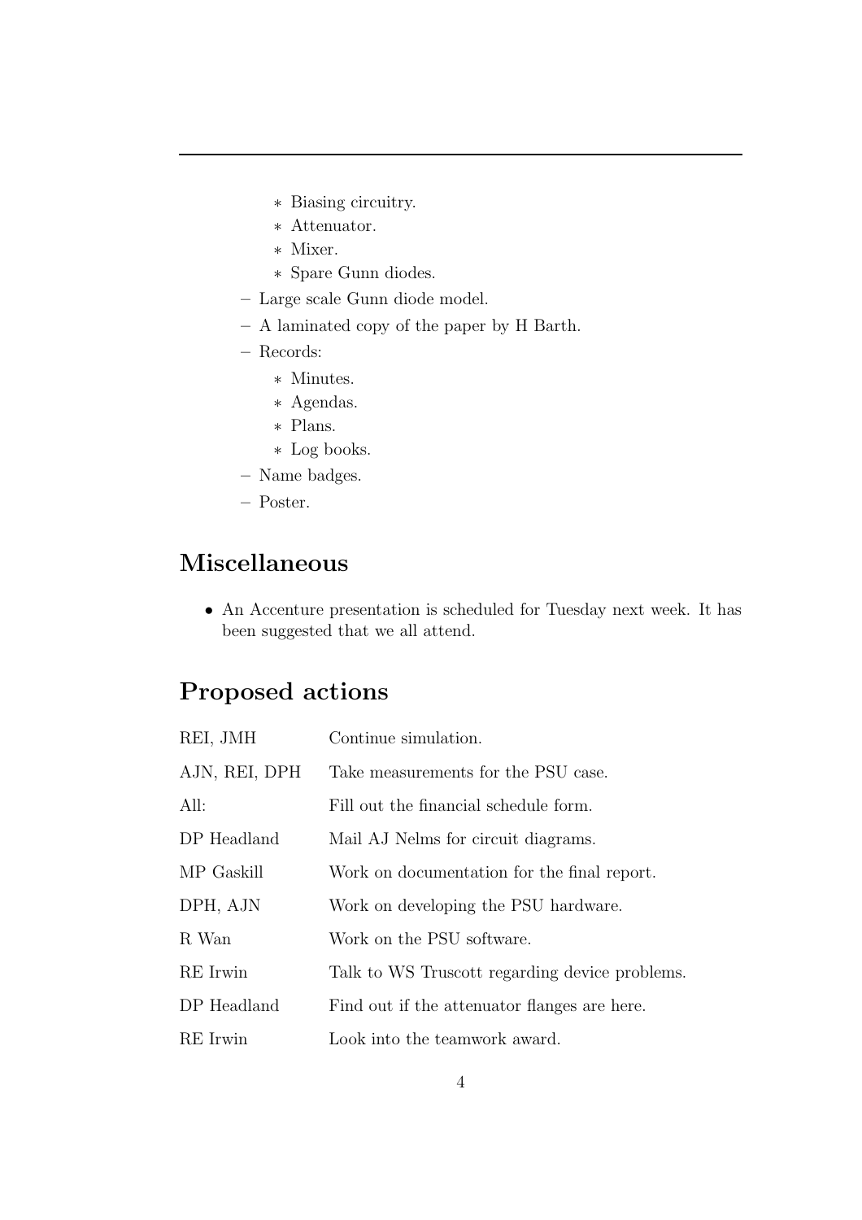- Biasing circuitry.
    - Attenuator.
    - Mixer.
    - Spare Gunn diodes.
  - Large scale Gunn diode model.
  - A laminated copy of the paper by H Barth.
  - Records:
    - Minutes.
    - Agendas.
    - Plans.
    - Log books.
  - Name badges.
  - Poster.

## Miscellaneous

- An Accenture presentation is scheduled for Tuesday next week. It has been suggested that we all attend.

## Proposed actions

| | |
|---|---|
| REI, JMH | Continue simulation. |
| AJN, REI, DPH | Take measurements for the PSU case. |
| All: | Fill out the financial schedule form. |
| DP Headland | Mail AJ Nelms for circuit diagrams. |
| MP Gaskill | Work on documentation for the final report. |
| DPH, AJN | Work on developing the PSU hardware. |
| R Wan | Work on the PSU software. |
| RE Irwin | Talk to WS Truscott regarding device problems. |
| DP Headland | Find out if the attenuator flanges are here. |
| RE Irwin | Look into the teamwork award. |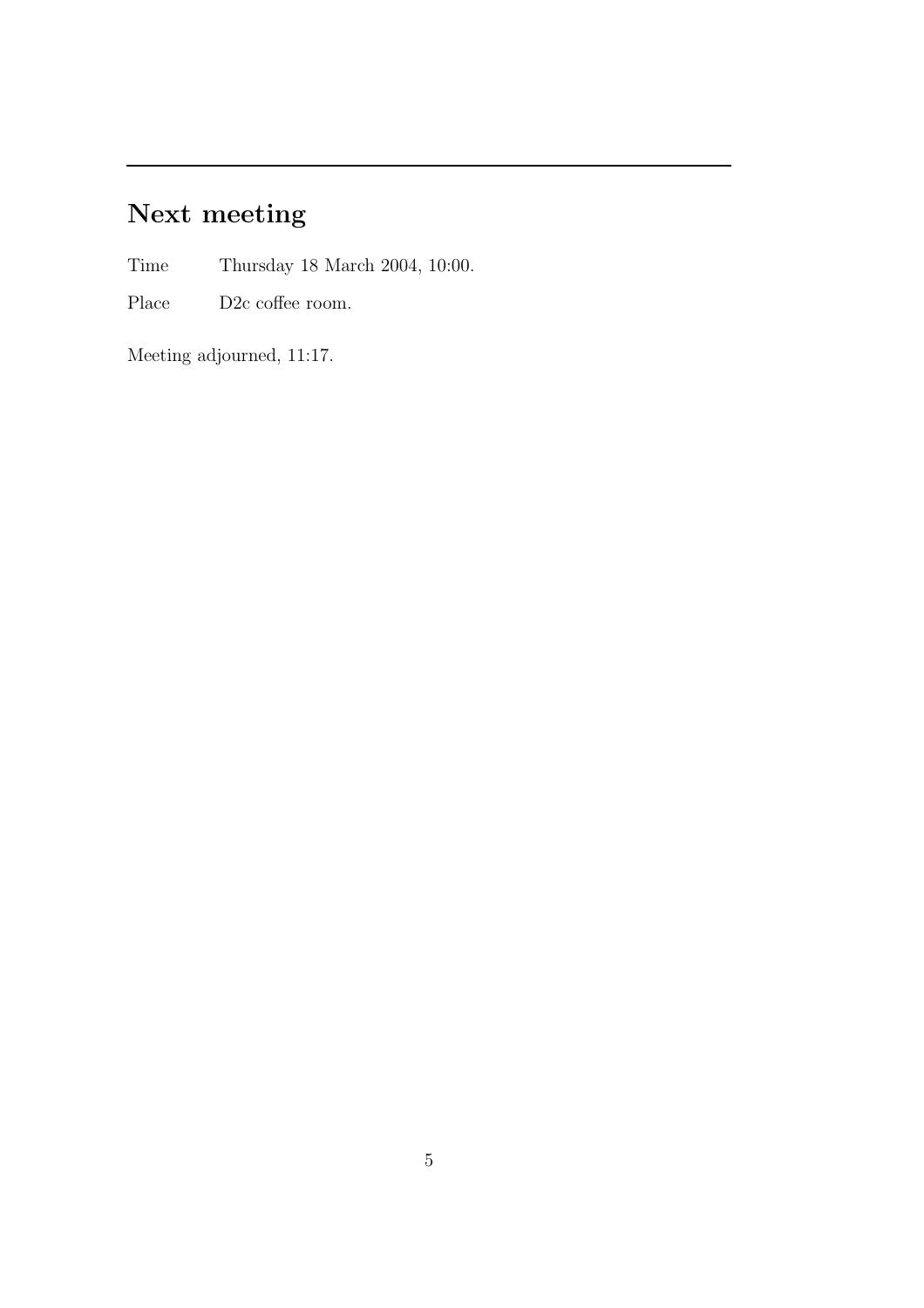---

## Next meeting

| | |
|---|---|
| Time | Thursday 18 March 2004, 10:00. |
| Place | D2c coffee room. |

Meeting adjourned, 11:17.